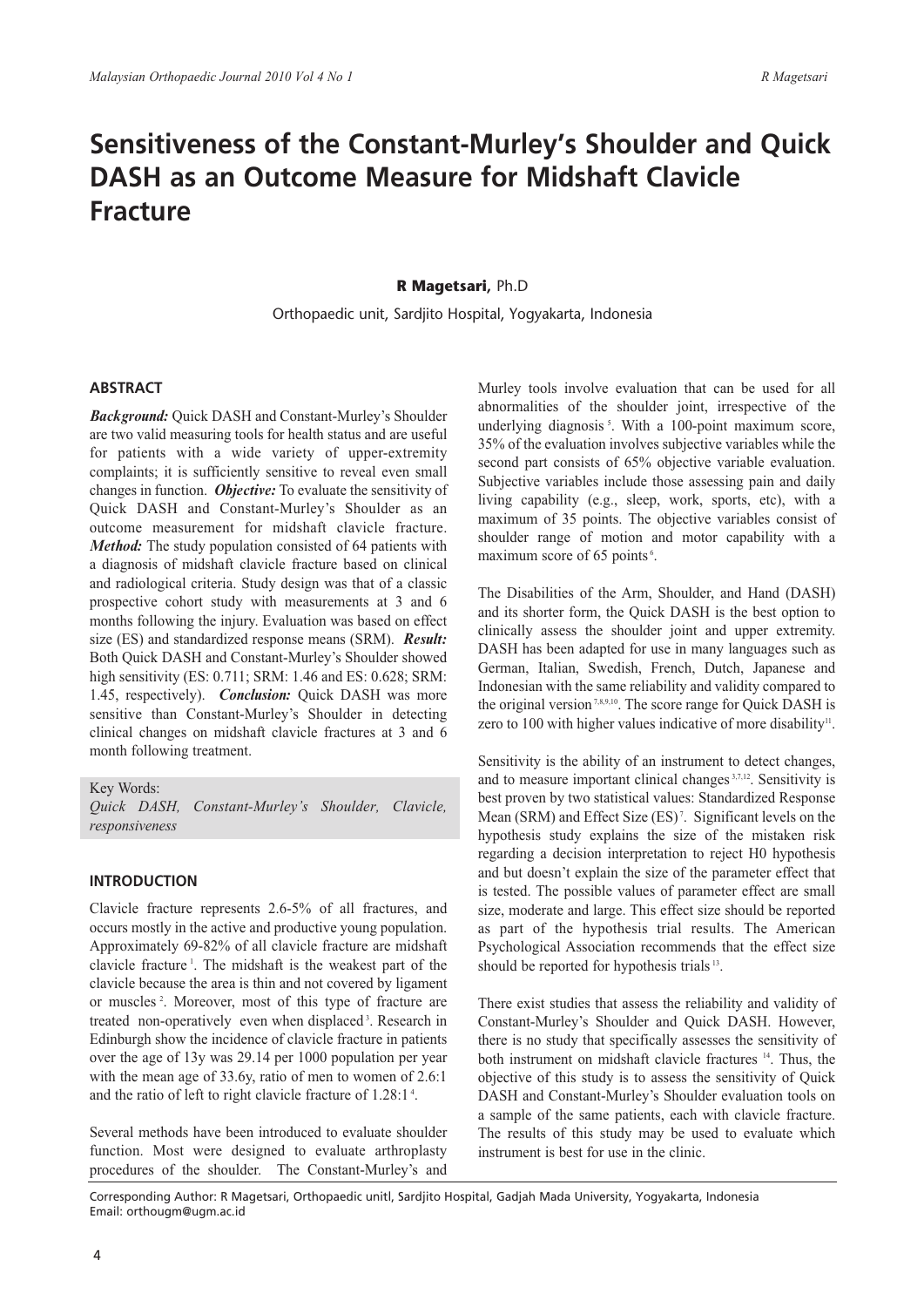# Sensitiveness of the Constant-Murley's Shoulder and Quick DASH as an Outcome Measure for Midshaft Clavicle Fracture

**R Magetsari,** Ph.D

Orthopaedic unit, Sardjito Hospital, Yogyakarta, Indonesia

## ABSTRACT

***Background:*** Quick DASH and Constant-Murley's Shoulder are two valid measuring tools for health status and are useful for patients with a wide variety of upper-extremity complaints; it is sufficiently sensitive to reveal even small changes in function. ***Objective:*** To evaluate the sensitivity of Quick DASH and Constant-Murley's Shoulder as an outcome measurement for midshaft clavicle fracture. ***Method:*** The study population consisted of 64 patients with a diagnosis of midshaft clavicle fracture based on clinical and radiological criteria. Study design was that of a classic prospective cohort study with measurements at 3 and 6 months following the injury. Evaluation was based on effect size (ES) and standardized response means (SRM). ***Result:*** Both Quick DASH and Constant-Murley's Shoulder showed high sensitivity (ES: 0.711; SRM: 1.46 and ES: 0.628; SRM: 1.45, respectively). ***Conclusion:*** Quick DASH was more sensitive than Constant-Murley's Shoulder in detecting clinical changes on midshaft clavicle fractures at 3 and 6 month following treatment.

Key Words:
*Quick DASH, Constant-Murley's Shoulder, Clavicle, responsiveness*

## INTRODUCTION

Clavicle fracture represents 2.6-5% of all fractures, and occurs mostly in the active and productive young population. Approximately 69-82% of all clavicle fracture are midshaft clavicle fracture [1]. The midshaft is the weakest part of the clavicle because the area is thin and not covered by ligament or muscles [2]. Moreover, most of this type of fracture are treated non-operatively even when displaced [3]. Research in Edinburgh show the incidence of clavicle fracture in patients over the age of 13y was 29.14 per 1000 population per year with the mean age of 33.6y, ratio of men to women of 2.6:1 and the ratio of left to right clavicle fracture of 1.28:1 [4].

Several methods have been introduced to evaluate shoulder function. Most were designed to evaluate arthroplasty procedures of the shoulder. The Constant-Murley's and Murley tools involve evaluation that can be used for all abnormalities of the shoulder joint, irrespective of the underlying diagnosis [5]. With a 100-point maximum score, 35% of the evaluation involves subjective variables while the second part consists of 65% objective variable evaluation. Subjective variables include those assessing pain and daily living capability (e.g., sleep, work, sports, etc), with a maximum of 35 points. The objective variables consist of shoulder range of motion and motor capability with a maximum score of 65 points [6].

The Disabilities of the Arm, Shoulder, and Hand (DASH) and its shorter form, the Quick DASH is the best option to clinically assess the shoulder joint and upper extremity. DASH has been adapted for use in many languages such as German, Italian, Swedish, French, Dutch, Japanese and Indonesian with the same reliability and validity compared to the original version [7,8,9,10]. The score range for Quick DASH is zero to 100 with higher values indicative of more disability [11].

Sensitivity is the ability of an instrument to detect changes, and to measure important clinical changes [3,7,12]. Sensitivity is best proven by two statistical values: Standardized Response Mean (SRM) and Effect Size (ES) [7]. Significant levels on the hypothesis study explains the size of the mistaken risk regarding a decision interpretation to reject H0 hypothesis and but doesn't explain the size of the parameter effect that is tested. The possible values of parameter effect are small size, moderate and large. This effect size should be reported as part of the hypothesis trial results. The American Psychological Association recommends that the effect size should be reported for hypothesis trials [13].

There exist studies that assess the reliability and validity of Constant-Murley's Shoulder and Quick DASH. However, there is no study that specifically assesses the sensitivity of both instrument on midshaft clavicle fractures [14]. Thus, the objective of this study is to assess the sensitivity of Quick DASH and Constant-Murley's Shoulder evaluation tools on a sample of the same patients, each with clavicle fracture. The results of this study may be used to evaluate which instrument is best for use in the clinic.

Corresponding Author: R Magetsari, Orthopaedic unitl, Sardjito Hospital, Gadjah Mada University, Yogyakarta, Indonesia
Email: orthougm@ugm.ac.id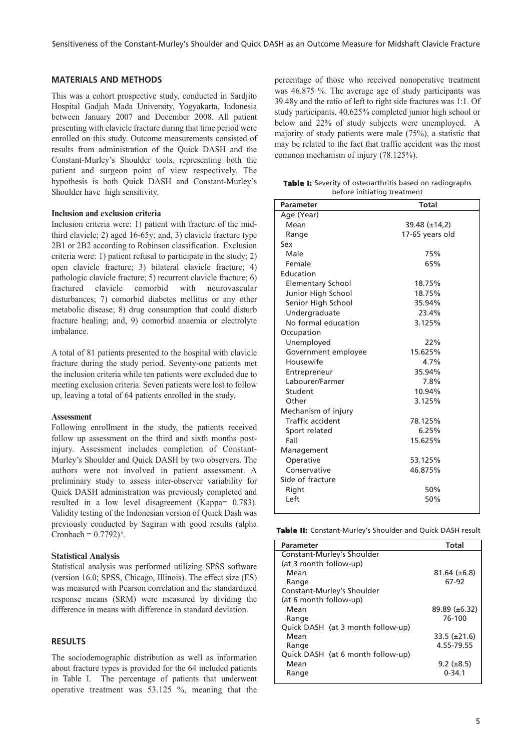## MATERIALS AND METHODS

This was a cohort prospective study, conducted in Sardjito Hospital Gadjah Mada University, Yogyakarta, Indonesia between January 2007 and December 2008. All patient presenting with clavicle fracture during that time period were enrolled on this study. Outcome measurements consisted of results from administration of the Quick DASH and the Constant-Murley's Shoulder tools, representing both the patient and surgeon point of view respectively. The hypothesis is both Quick DASH and Constant-Murley's Shoulder have high sensitivity.

### Inclusion and exclusion criteria

Inclusion criteria were: 1) patient with fracture of the mid-third clavicle; 2) aged 16-65y; and, 3) clavicle fracture type 2B1 or 2B2 according to Robinson classification. Exclusion criteria were: 1) patient refusal to participate in the study; 2) open clavicle fracture; 3) bilateral clavicle fracture; 4) pathologic clavicle fracture; 5) recurrent clavicle fracture; 6) fractured clavicle comorbid with neurovascular disturbances; 7) comorbid diabetes mellitus or any other metabolic disease; 8) drug consumption that could disturb fracture healing; and, 9) comorbid anaemia or electrolyte imbalance.

A total of 81 patients presented to the hospital with clavicle fracture during the study period. Seventy-one patients met the inclusion criteria while ten patients were excluded due to meeting exclusion criteria. Seven patients were lost to follow up, leaving a total of 64 patients enrolled in the study.

### Assessment

Following enrollment in the study, the patients received follow up assessment on the third and sixth months post-injury. Assessment includes completion of Constant-Murley's Shoulder and Quick DASH by two observers. The authors were not involved in patient assessment. A preliminary study to assess inter-observer variability for Quick DASH administration was previously completed and resulted in a low level disagreement (Kappa= 0.783). Validity testing of the Indonesian version of Quick Dash was previously conducted by Sagiran with good results (alpha Cronbach = 0.7792)[8].

### Statistical Analysis

Statistical analysis was performed utilizing SPSS software (version 16.0; SPSS, Chicago, Illinois). The effect size (ES) was measured with Pearson correlation and the standardized response means (SRM) were measured by dividing the difference in means with difference in standard deviation.

## RESULTS

The sociodemographic distribution as well as information about fracture types is provided for the 64 included patients in Table I. The percentage of patients that underwent operative treatment was 53.125 %, meaning that the percentage of those who received nonoperative treatment was 46.875 %. The average age of study participants was 39.48y and the ratio of left to right side fractures was 1:1. Of study participants, 40.625% completed junior high school or below and 22% of study subjects were unemployed. A majority of study patients were male (75%), a statistic that may be related to the fact that traffic accident was the most common mechanism of injury (78.125%).

**Table I:** Severity of osteoarthritis based on radiographs before initiating treatment

| Parameter | Total |
|---|---|
| Age (Year) | |
| Mean | 39.48 (±14,2) |
| Range | 17-65 years old |
| Sex | |
| Male | 75% |
| Female | 65% |
| Education | |
| Elementary School | 18.75% |
| Junior High School | 18.75% |
| Senior High School | 35.94% |
| Undergraduate | 23.4% |
| No formal education | 3.125% |
| Occupation | |
| Unemployed | 22% |
| Government employee | 15.625% |
| Housewife | 4.7% |
| Entrepreneur | 35.94% |
| Labourer/Farmer | 7.8% |
| Student | 10.94% |
| Other | 3.125% |
| Mechanism of injury | |
| Traffic accident | 78.125% |
| Sport related | 6.25% |
| Fall | 15.625% |
| Management | |
| Operative | 53.125% |
| Conservative | 46.875% |
| Side of fracture | |
| Right | 50% |
| Left | 50% |

**Table II:** Constant-Murley's Shoulder and Quick DASH result

| Parameter | Total |
|---|---|
| Constant-Murley's Shoulder (at 3 month follow-up) | |
| Mean | 81.64 (±6.8) |
| Range | 67-92 |
| Constant-Murley's Shoulder (at 6 month follow-up) | |
| Mean | 89.89 (±6.32) |
| Range | 76-100 |
| Quick DASH (at 3 month follow-up) | |
| Mean | 33.5 (±21.6) |
| Range | 4.55-79.55 |
| Quick DASH (at 6 month follow-up) | |
| Mean | 9.2 (±8.5) |
| Range | 0-34.1 |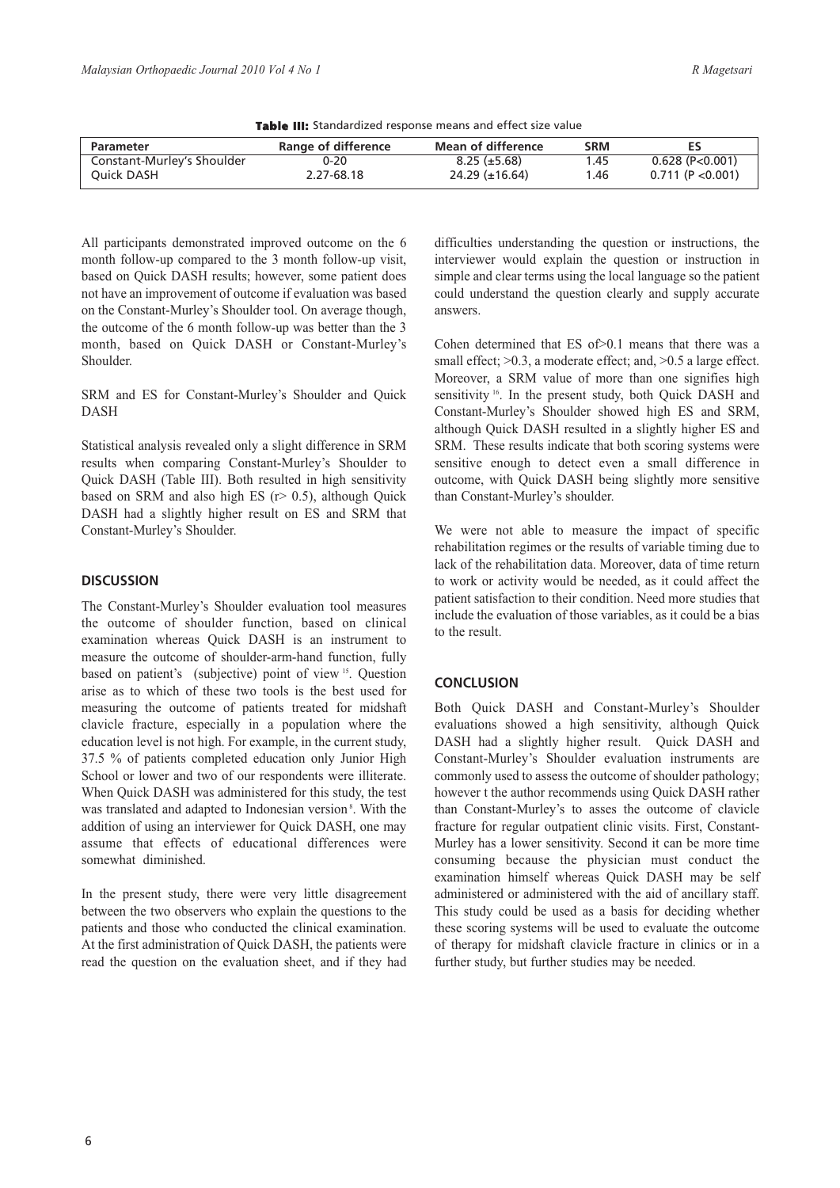**Table III:** Standardized response means and effect size value

| Parameter | Range of difference | Mean of difference | SRM | ES |
|---|---|---|---|---|
| Constant-Murley's Shoulder | 0-20 | 8.25 (±5.68) | 1.45 | 0.628 ($P<0.001$) |
| Quick DASH | 2.27-68.18 | 24.29 (±16.64) | 1.46 | 0.711 ($P<0.001$) |

All participants demonstrated improved outcome on the 6 month follow-up compared to the 3 month follow-up visit, based on Quick DASH results; however, some patient does not have an improvement of outcome if evaluation was based on the Constant-Murley's Shoulder tool. On average though, the outcome of the 6 month follow-up was better than the 3 month, based on Quick DASH or Constant-Murley's Shoulder.

SRM and ES for Constant-Murley's Shoulder and Quick DASH

Statistical analysis revealed only a slight difference in SRM results when comparing Constant-Murley's Shoulder to Quick DASH (Table III). Both resulted in high sensitivity based on SRM and also high ES ($r > 0.5$), although Quick DASH had a slightly higher result on ES and SRM that Constant-Murley's Shoulder.

## DISCUSSION

The Constant-Murley's Shoulder evaluation tool measures the outcome of shoulder function, based on clinical examination whereas Quick DASH is an instrument to measure the outcome of shoulder-arm-hand function, fully based on patient's (subjective) point of view [15]. Question arise as to which of these two tools is the best used for measuring the outcome of patients treated for midshaft clavicle fracture, especially in a population where the education level is not high. For example, in the current study, 37.5 % of patients completed education only Junior High School or lower and two of our respondents were illiterate. When Quick DASH was administered for this study, the test was translated and adapted to Indonesian version [8]. With the addition of using an interviewer for Quick DASH, one may assume that effects of educational differences were somewhat diminished.

In the present study, there were very little disagreement between the two observers who explain the questions to the patients and those who conducted the clinical examination. At the first administration of Quick DASH, the patients were read the question on the evaluation sheet, and if they had difficulties understanding the question or instructions, the interviewer would explain the question or instruction in simple and clear terms using the local language so the patient could understand the question clearly and supply accurate answers.

Cohen determined that ES of>0.1 means that there was a small effect; >0.3, a moderate effect; and, >0.5 a large effect. Moreover, a SRM value of more than one signifies high sensitivity [16]. In the present study, both Quick DASH and Constant-Murley's Shoulder showed high ES and SRM, although Quick DASH resulted in a slightly higher ES and SRM. These results indicate that both scoring systems were sensitive enough to detect even a small difference in outcome, with Quick DASH being slightly more sensitive than Constant-Murley's shoulder.

We were not able to measure the impact of specific rehabilitation regimes or the results of variable timing due to lack of the rehabilitation data. Moreover, data of time return to work or activity would be needed, as it could affect the patient satisfaction to their condition. Need more studies that include the evaluation of those variables, as it could be a bias to the result.

## CONCLUSION

Both Quick DASH and Constant-Murley's Shoulder evaluations showed a high sensitivity, although Quick DASH had a slightly higher result. Quick DASH and Constant-Murley's Shoulder evaluation instruments are commonly used to assess the outcome of shoulder pathology; however t the author recommends using Quick DASH rather than Constant-Murley's to asses the outcome of clavicle fracture for regular outpatient clinic visits. First, Constant-Murley has a lower sensitivity. Second it can be more time consuming because the physician must conduct the examination himself whereas Quick DASH may be self administered or administered with the aid of ancillary staff. This study could be used as a basis for deciding whether these scoring systems will be used to evaluate the outcome of therapy for midshaft clavicle fracture in clinics or in a further study, but further studies may be needed.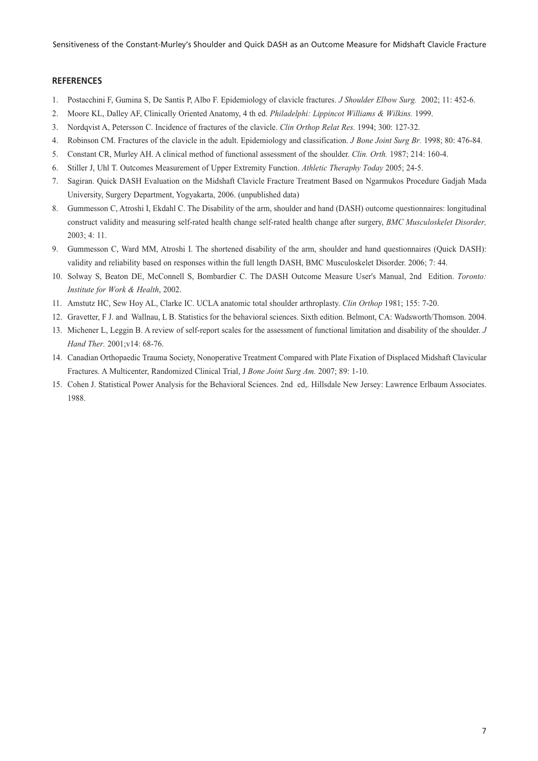## REFERENCES

1. Postacchini F, Gumina S, De Santis P, Albo F. Epidemiology of clavicle fractures. *J Shoulder Elbow Surg.* 2002; 11: 452-6.
2. Moore KL, Dalley AF, Clinically Oriented Anatomy, 4 th ed. *Philadelphi: Lippincot Williams & Wilkins.* 1999.
3. Nordqvist A, Petersson C. Incidence of fractures of the clavicle. *Clin Orthop Relat Res.* 1994; 300: 127-32.
4. Robinson CM. Fractures of the clavicle in the adult. Epidemiology and classification. *J Bone Joint Surg Br.* 1998; 80: 476-84.
5. Constant CR, Murley AH. A clinical method of functional assessment of the shoulder. *Clin. Orth.* 1987; 214: 160-4.
6. Stiller J, Uhl T. Outcomes Measurement of Upper Extremity Function. *Athletic Theraphy Today* 2005; 24-5.
7. Sagiran. Quick DASH Evaluation on the Midshaft Clavicle Fracture Treatment Based on Ngarmukos Procedure Gadjah Mada University, Surgery Department, Yogyakarta, 2006. (unpublished data)
8. Gummesson C, Atroshi I, Ekdahl C. The Disability of the arm, shoulder and hand (DASH) outcome questionnaires: longitudinal construct validity and measuring self-rated health change self-rated health change after surgery, *BMC Musculoskelet Disorder,* 2003; 4: 11.
9. Gummesson C, Ward MM, Atroshi I. The shortened disability of the arm, shoulder and hand questionnaires (Quick DASH): validity and reliability based on responses within the full length DASH, BMC Musculoskelet Disorder. 2006; 7: 44.
10. Solway S, Beaton DE, McConnell S, Bombardier C. The DASH Outcome Measure User's Manual, 2nd Edition. *Toronto: Institute for Work & Health*, 2002.
11. Amstutz HC, Sew Hoy AL, Clarke IC. UCLA anatomic total shoulder arthroplasty. *Clin Orthop* 1981; 155: 7-20.
12. Gravetter, F J. and Wallnau, L B. Statistics for the behavioral sciences. Sixth edition. Belmont, CA: Wadsworth/Thomson. 2004.
13. Michener L, Leggin B. A review of self-report scales for the assessment of functional limitation and disability of the shoulder. *J Hand Ther.* 2001;v14: 68-76.
14. Canadian Orthopaedic Trauma Society, Nonoperative Treatment Compared with Plate Fixation of Displaced Midshaft Clavicular Fractures. A Multicenter, Randomized Clinical Trial, J *Bone Joint Surg Am.* 2007; 89: 1-10.
15. Cohen J. Statistical Power Analysis for the Behavioral Sciences. 2nd ed,. Hillsdale New Jersey: Lawrence Erlbaum Associates. 1988.